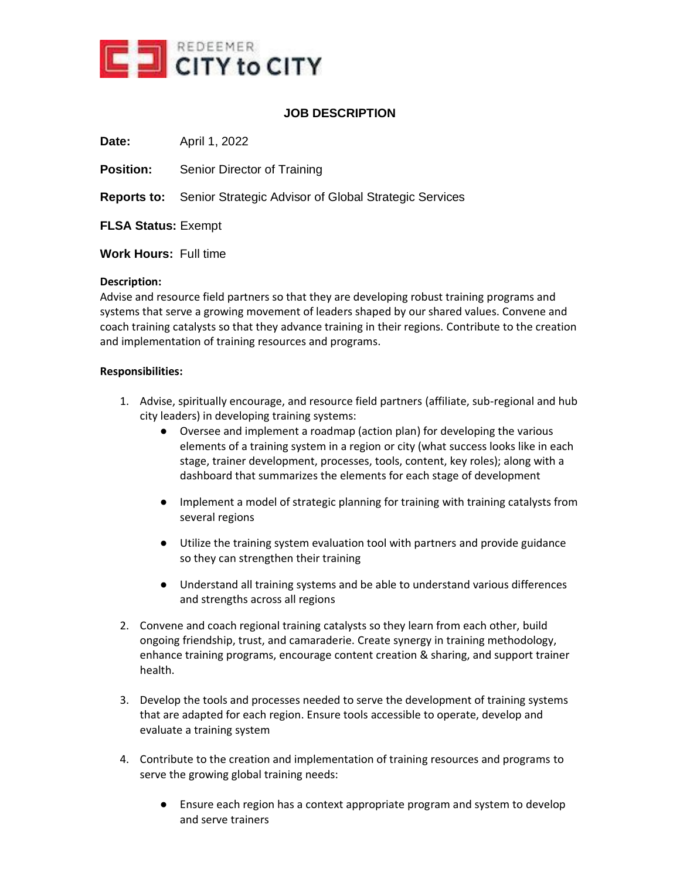REDEEMER
**CITY to CITY**

# JOB DESCRIPTION

**Date:** April 1, 2022

**Position:** Senior Director of Training

**Reports to:** Senior Strategic Advisor of Global Strategic Services

**FLSA Status:** Exempt

**Work Hours:** Full time

**Description:**
Advise and resource field partners so that they are developing robust training programs and systems that serve a growing movement of leaders shaped by our shared values. Convene and coach training catalysts so that they advance training in their regions. Contribute to the creation and implementation of training resources and programs.

**Responsibilities:**

1. Advise, spiritually encourage, and resource field partners (affiliate, sub-regional and hub city leaders) in developing training systems:
   - Oversee and implement a roadmap (action plan) for developing the various elements of a training system in a region or city (what success looks like in each stage, trainer development, processes, tools, content, key roles); along with a dashboard that summarizes the elements for each stage of development
   - Implement a model of strategic planning for training with training catalysts from several regions
   - Utilize the training system evaluation tool with partners and provide guidance so they can strengthen their training
   - Understand all training systems and be able to understand various differences and strengths across all regions
2. Convene and coach regional training catalysts so they learn from each other, build ongoing friendship, trust, and camaraderie. Create synergy in training methodology, enhance training programs, encourage content creation & sharing, and support trainer health.
3. Develop the tools and processes needed to serve the development of training systems that are adapted for each region. Ensure tools accessible to operate, develop and evaluate a training system
4. Contribute to the creation and implementation of training resources and programs to serve the growing global training needs:
   - Ensure each region has a context appropriate program and system to develop and serve trainers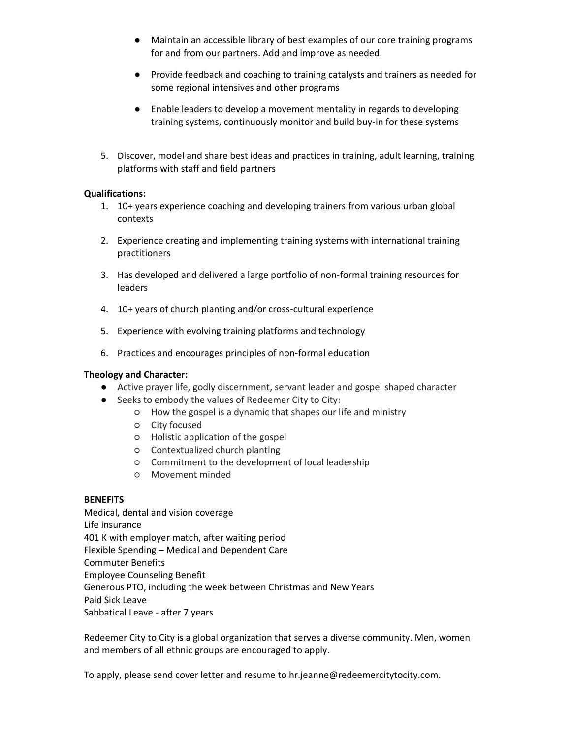- Maintain an accessible library of best examples of our core training programs for and from our partners. Add and improve as needed.
- Provide feedback and coaching to training catalysts and trainers as needed for some regional intensives and other programs
- Enable leaders to develop a movement mentality in regards to developing training systems, continuously monitor and build buy-in for these systems

5. Discover, model and share best ideas and practices in training, adult learning, training platforms with staff and field partners

**Qualifications:**

1. 10+ years experience coaching and developing trainers from various urban global contexts
2. Experience creating and implementing training systems with international training practitioners
3. Has developed and delivered a large portfolio of non-formal training resources for leaders
4. 10+ years of church planting and/or cross-cultural experience
5. Experience with evolving training platforms and technology
6. Practices and encourages principles of non-formal education

**Theology and Character:**

- Active prayer life, godly discernment, servant leader and gospel shaped character
- Seeks to embody the values of Redeemer City to City:
  - How the gospel is a dynamic that shapes our life and ministry
  - City focused
  - Holistic application of the gospel
  - Contextualized church planting
  - Commitment to the development of local leadership
  - Movement minded

**BENEFITS**

Medical, dental and vision coverage
Life insurance
401 K with employer match, after waiting period
Flexible Spending – Medical and Dependent Care
Commuter Benefits
Employee Counseling Benefit
Generous PTO, including the week between Christmas and New Years
Paid Sick Leave
Sabbatical Leave - after 7 years

Redeemer City to City is a global organization that serves a diverse community. Men, women and members of all ethnic groups are encouraged to apply.

To apply, please send cover letter and resume to hr.jeanne@redeemercitytocity.com.